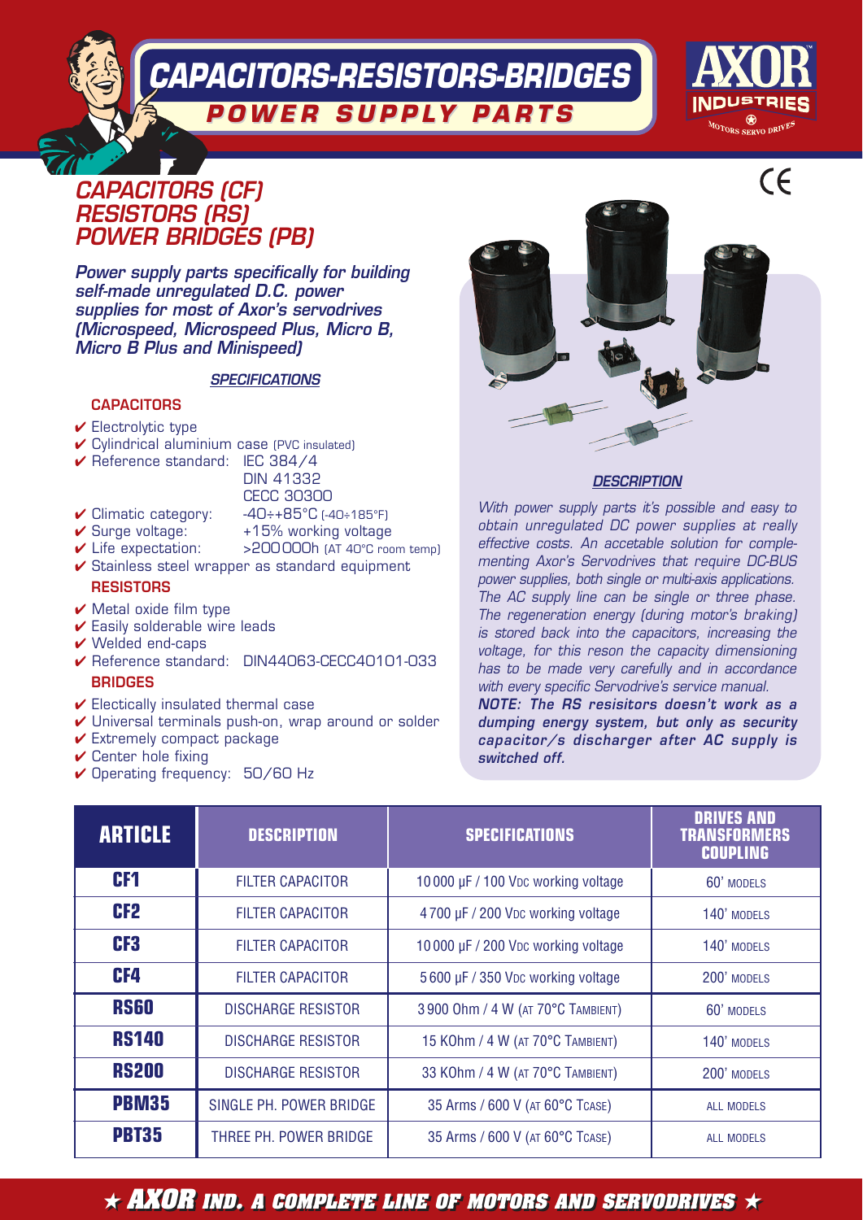# CAPACITORS-RESISTORS-BRIDGES

## POWER SUPPLY PARTS

AXOR INDUSTRIES — MOTORS SERVO DRIVES

CE

## CAPACITORS (CF)
## RESISTORS (RS)
## POWER BRIDGES (PB)

***Power supply parts specifically for building self-made unregulated D.C. power supplies for most of Axor's servodrives (Microspeed, Microspeed Plus, Micro B, Micro B Plus and Minispeed)***

### *SPECIFICATIONS*

**CAPACITORS**

- ✔ Electrolytic type
- ✔ Cylindrical aluminium case (PVC insulated)
- ✔ Reference standard: IEC 384/4, DIN 41332, CECC 30300
- ✔ Climatic category: -40÷+85°C [-40÷185°F]
- ✔ Surge voltage: +15% working voltage
- ✔ Life expectation: >200 000h (AT 40°C room temp)
- ✔ Stainless steel wrapper as standard equipment

**RESISTORS**

- ✔ Metal oxide film type
- ✔ Easily solderable wire leads
- ✔ Welded end-caps
- ✔ Reference standard: DIN44063-CECC40101-033

**BRIDGES**

- ✔ Electically insulated thermal case
- ✔ Universal terminals push-on, wrap around or solder
- ✔ Extremely compact package
- ✔ Center hole fixing
- ✔ Operating frequency: 50/60 Hz

### *DESCRIPTION*

*With power supply parts it's possible and easy to obtain unregulated DC power supplies at really effective costs. An accetable solution for complementing Axor's Servodrives that require DC-BUS power supplies, both single or multi-axis applications. The AC supply line can be single or three phase. The regeneration energy (during motor's braking) is stored back into the capacitors, increasing the voltage, for this reson the capacity dimensioning has to be made very carefully and in accordance with every specific Servodrive's service manual.*

***NOTE: The RS resisitors doesn't work as a dumping energy system, but only as security capacitor/s discharger after AC supply is switched off.***

| ARTICLE | DESCRIPTION | SPECIFICATIONS | DRIVES AND TRANSFORMERS COUPLING |
|---|---|---|---|
| **CF1** | FILTER CAPACITOR | 10 000 µF / 100 VDC working voltage | 60' MODELS |
| **CF2** | FILTER CAPACITOR | 4 700 µF / 200 VDC working voltage | 140' MODELS |
| **CF3** | FILTER CAPACITOR | 10 000 µF / 200 VDC working voltage | 140' MODELS |
| **CF4** | FILTER CAPACITOR | 5 600 µF / 350 VDC working voltage | 200' MODELS |
| **RS60** | DISCHARGE RESISTOR | 3 900 Ohm / 4 W (AT 70°C TAMBIENT) | 60' MODELS |
| **RS140** | DISCHARGE RESISTOR | 15 KOhm / 4 W (AT 70°C TAMBIENT) | 140' MODELS |
| **RS200** | DISCHARGE RESISTOR | 33 KOhm / 4 W (AT 70°C TAMBIENT) | 200' MODELS |
| **PBM35** | SINGLE PH. POWER BRIDGE | 35 Arms / 600 V (AT 60°C TCASE) | ALL MODELS |
| **PBT35** | THREE PH. POWER BRIDGE | 35 Arms / 600 V (AT 60°C TCASE) | ALL MODELS |

★ **AXOR IND. A COMPLETE LINE OF MOTORS AND SERVODRIVES** ★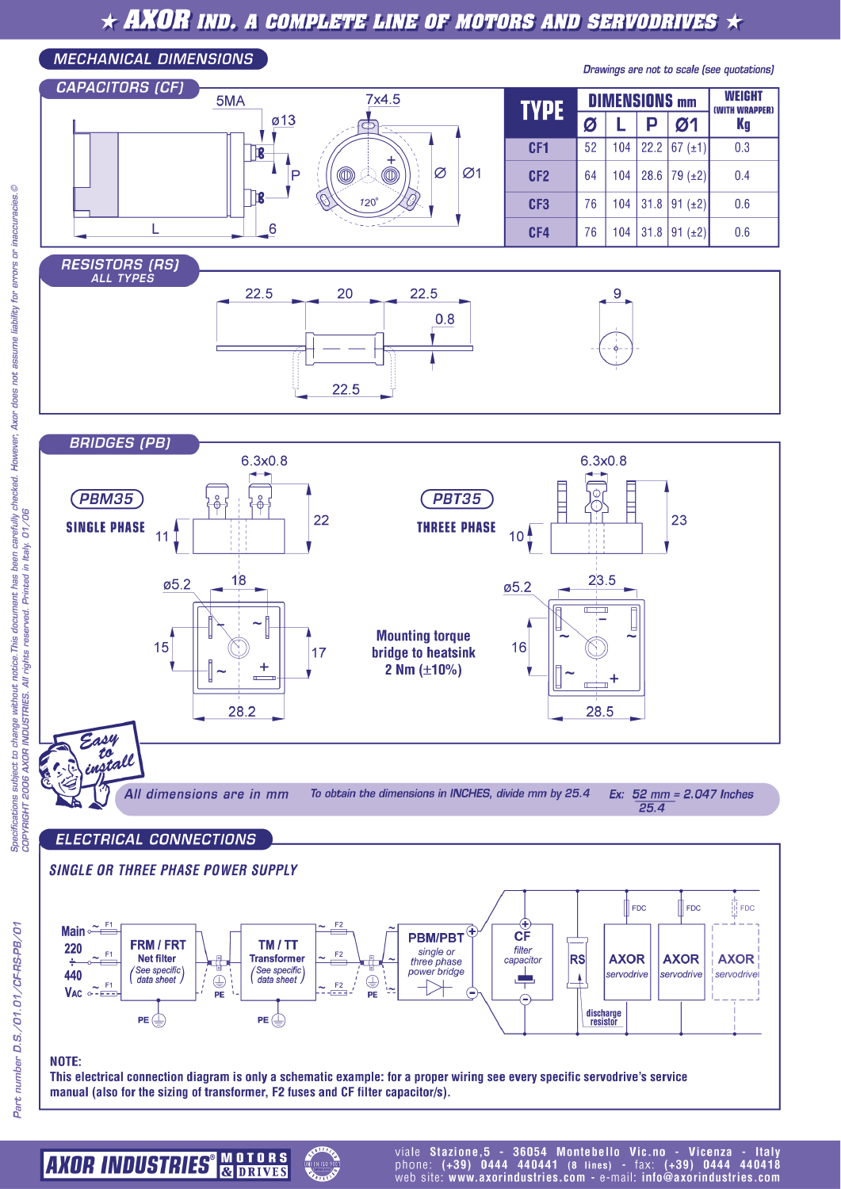# ★ AXOR IND. A COMPLETE LINE OF MOTORS AND SERVODRIVES ★

## MECHANICAL DIMENSIONS

*Drawings are not to scale (see quotations)*

### CAPACITORS (CF)

5MA
ø13
7x4.5
P
Ø
Ø1
120°
L
6

| TYPE | DIMENSIONS mm | | | | WEIGHT (WITH WRAPPER) |
|---|---|---|---|---|---|
| | Ø | L | P | Ø1 | Kg |
| CF1 | 52 | 104 | 22.2 | 67 (±1) | 0.3 |
| CF2 | 64 | 104 | 28.6 | 79 (±2) | 0.4 |
| CF3 | 76 | 104 | 31.8 | 91 (±2) | 0.6 |
| CF4 | 76 | 104 | 31.8 | 91 (±2) | 0.6 |

### RESISTORS (RS)
ALL TYPES

22.5
20
22.5
0.8
22.5
9

### BRIDGES (PB)

**PBM35**

**SINGLE PHASE**

6.3x0.8
22
11
ø5.2
18
15
17
28.2

**PBT35**

**THREEE PHASE**

6.3x0.8
23
10
ø5.2
23.5
16
28.5

**Mounting torque bridge to heatsink 2 Nm (±10%)**

Easy to install

*All dimensions are in mm* — *To obtain the dimensions in INCHES, divide mm by 25.4* — *Ex: 52 mm / 25.4 = 2.047 Inches*

## ELECTRICAL CONNECTIONS

### SINGLE OR THREE PHASE POWER SUPPLY

Main 220 ÷ 440 VAC
F1
FRM / FRT Net filter (See specific data sheet)
PE
F2
TM / TT Transformer (See specific data sheet)
PE
PBM/PBT single or three phase power bridge
CF filter capacitor
RS
discharge resistor
FDC
AXOR servodrive
AXOR servodrive
AXOR servodrive

**NOTE:**
**This electrical connection diagram is only a schematic example: for a proper wiring see every specific servodrive's service manual (also for the sizing of transformer, F2 fuses and CF filter capacitor/s).**

*Specifications subject to change without notice.This document has been carefully checked. However, Axor does not assume liability for errors or inaccuracies.©*
*COPYRIGHT 2006 AXOR INDUSTRIES. All rights reserved. Printed in Italy. 01/06*

*Part number D.S./01.01/CF-RS-PB/01*

AXOR INDUSTRIES® MOTORS & DRIVES

viale Stazione,5 - 36054 Montebello Vic.no - Vicenza - Italy
phone: (+39) 0444 440441 (8 lines) - fax: (+39) 0444 440418
web site: www.axorindustries.com - e-mail: info@axorindustries.com